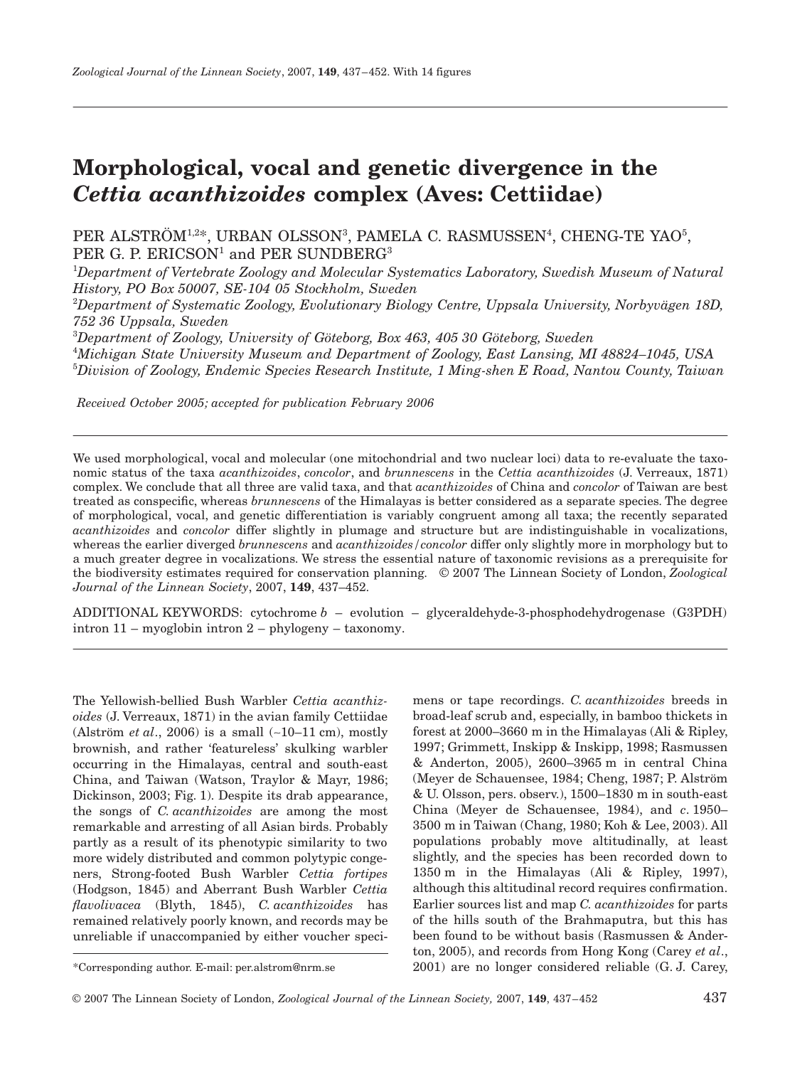# Morphological, vocal and genetic divergence in the *Cettia acanthizoides* complex (Aves: Cettiidae)

PER ALSTRÖM[1,2*], URBAN OLSSON[3], PAMELA C. RASMUSSEN[4], CHENG-TE YAO[5], PER G. P. ERICSON[1] and PER SUNDBERG[3]

[1]*Department of Vertebrate Zoology and Molecular Systematics Laboratory, Swedish Museum of Natural History, PO Box 50007, SE-104 05 Stockholm, Sweden*

[2]*Department of Systematic Zoology, Evolutionary Biology Centre, Uppsala University, Norbyvägen 18D, 752 36 Uppsala, Sweden*

[3]*Department of Zoology, University of Göteborg, Box 463, 405 30 Göteborg, Sweden*

[4]*Michigan State University Museum and Department of Zoology, East Lansing, MI 48824–1045, USA*

[5]*Division of Zoology, Endemic Species Research Institute, 1 Ming-shen E Road, Nantou County, Taiwan*

*Received October 2005; accepted for publication February 2006*

We used morphological, vocal and molecular (one mitochondrial and two nuclear loci) data to re-evaluate the taxonomic status of the taxa *acanthizoides*, *concolor*, and *brunnescens* in the *Cettia acanthizoides* (J. Verreaux, 1871) complex. We conclude that all three are valid taxa, and that *acanthizoides* of China and *concolor* of Taiwan are best treated as conspecific, whereas *brunnescens* of the Himalayas is better considered as a separate species. The degree of morphological, vocal, and genetic differentiation is variably congruent among all taxa; the recently separated *acanthizoides* and *concolor* differ slightly in plumage and structure but are indistinguishable in vocalizations, whereas the earlier diverged *brunnescens* and *acanthizoides*/*concolor* differ only slightly more in morphology but to a much greater degree in vocalizations. We stress the essential nature of taxonomic revisions as a prerequisite for the biodiversity estimates required for conservation planning. © 2007 The Linnean Society of London, *Zoological Journal of the Linnean Society*, 2007, **149**, 437–452.

ADDITIONAL KEYWORDS: cytochrome *b* – evolution – glyceraldehyde-3-phosphodehydrogenase (G3PDH) intron 11 – myoglobin intron 2 – phylogeny – taxonomy.

The Yellowish-bellied Bush Warbler *Cettia acanthizoides* (J. Verreaux, 1871) in the avian family Cettiidae (Alström *et al*., 2006) is a small (~10–11 cm), mostly brownish, and rather 'featureless' skulking warbler occurring in the Himalayas, central and south-east China, and Taiwan (Watson, Traylor & Mayr, 1986; Dickinson, 2003; Fig. 1). Despite its drab appearance, the songs of *C. acanthizoides* are among the most remarkable and arresting of all Asian birds. Probably partly as a result of its phenotypic similarity to two more widely distributed and common polytypic congeners, Strong-footed Bush Warbler *Cettia fortipes* (Hodgson, 1845) and Aberrant Bush Warbler *Cettia flavolivacea* (Blyth, 1845), *C. acanthizoides* has remained relatively poorly known, and records may be unreliable if unaccompanied by either voucher specimens or tape recordings. *C. acanthizoides* breeds in broad-leaf scrub and, especially, in bamboo thickets in forest at 2000–3660 m in the Himalayas (Ali & Ripley, 1997; Grimmett, Inskipp & Inskipp, 1998; Rasmussen & Anderton, 2005), 2600–3965 m in central China (Meyer de Schauensee, 1984; Cheng, 1987; P. Alström & U. Olsson, pers. observ.), 1500–1830 m in south-east China (Meyer de Schauensee, 1984), and *c.* 1950–3500 m in Taiwan (Chang, 1980; Koh & Lee, 2003). All populations probably move altitudinally, at least slightly, and the species has been recorded down to 1350 m in the Himalayas (Ali & Ripley, 1997), although this altitudinal record requires confirmation. Earlier sources list and map *C. acanthizoides* for parts of the hills south of the Brahmaputra, but this has been found to be without basis (Rasmussen & Anderton, 2005), and records from Hong Kong (Carey *et al*., 2001) are no longer considered reliable (G. J. Carey,

*Corresponding author. E-mail: per.alstrom@nrm.se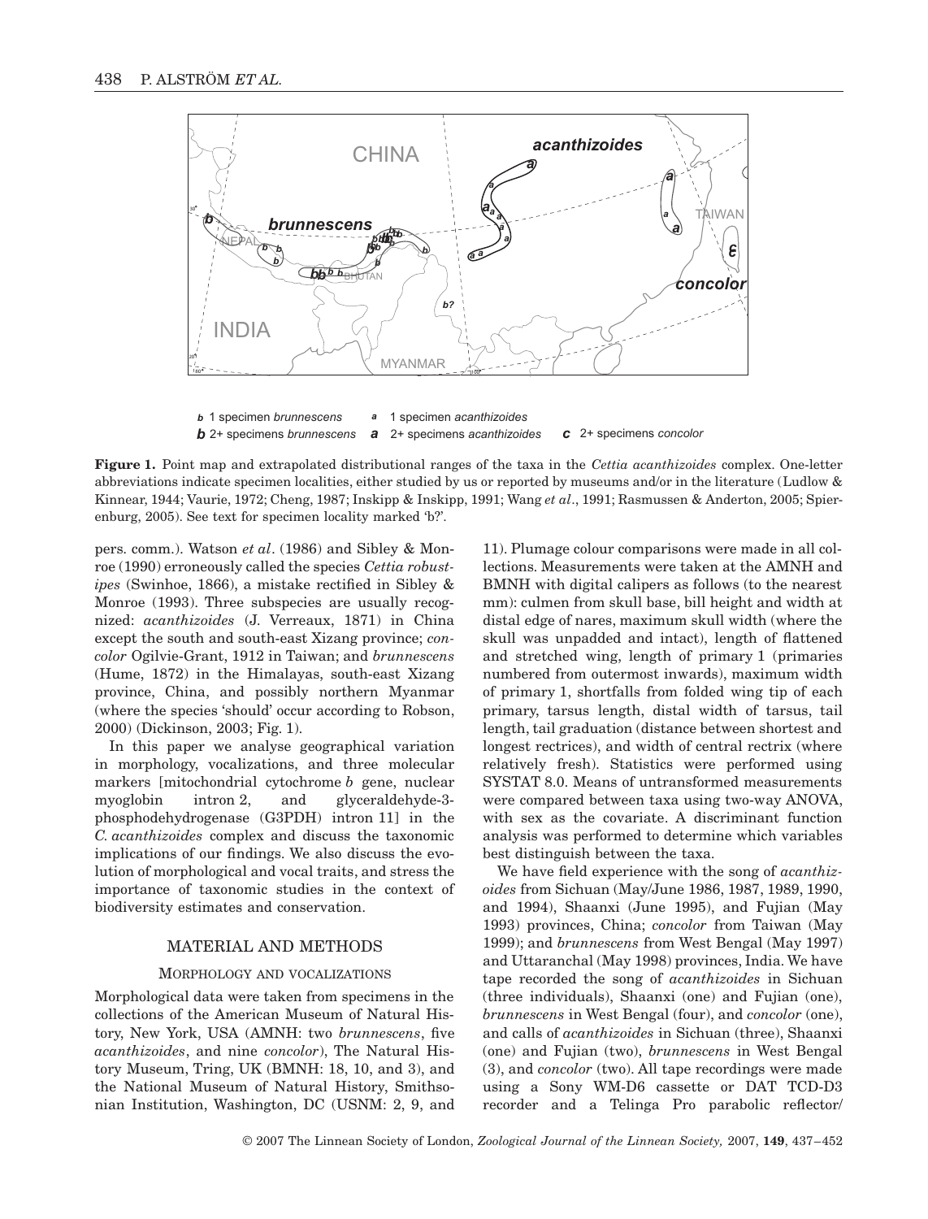CHINA

acanthizoides

brunnescens

NEPAL

BHUTAN

TAIWAN

concolor

INDIA

MYANMAR

b?

*b* 1 specimen *brunnescens* *a* 1 specimen *acanthizoides*

***b*** 2+ specimens *brunnescens* ***a*** 2+ specimens *acanthizoides* ***c*** 2+ specimens *concolor*

**Figure 1.** Point map and extrapolated distributional ranges of the taxa in the *Cettia acanthizoides* complex. One-letter abbreviations indicate specimen localities, either studied by us or reported by museums and/or in the literature (Ludlow & Kinnear, 1944; Vaurie, 1972; Cheng, 1987; Inskipp & Inskipp, 1991; Wang *et al*., 1991; Rasmussen & Anderton, 2005; Spierenburg, 2005). See text for specimen locality marked 'b?'.

pers. comm.). Watson *et al*. (1986) and Sibley & Monroe (1990) erroneously called the species *Cettia robustipes* (Swinhoe, 1866), a mistake rectified in Sibley & Monroe (1993). Three subspecies are usually recognized: *acanthizoides* (J. Verreaux, 1871) in China except the south and south-east Xizang province; *concolor* Ogilvie-Grant, 1912 in Taiwan; and *brunnescens* (Hume, 1872) in the Himalayas, south-east Xizang province, China, and possibly northern Myanmar (where the species 'should' occur according to Robson, 2000) (Dickinson, 2003; Fig. 1).

In this paper we analyse geographical variation in morphology, vocalizations, and three molecular markers [mitochondrial cytochrome *b* gene, nuclear myoglobin intron 2, and glyceraldehyde-3-phosphodehydrogenase (G3PDH) intron 11] in the *C. acanthizoides* complex and discuss the taxonomic implications of our findings. We also discuss the evolution of morphological and vocal traits, and stress the importance of taxonomic studies in the context of biodiversity estimates and conservation.

## MATERIAL AND METHODS

### MORPHOLOGY AND VOCALIZATIONS

Morphological data were taken from specimens in the collections of the American Museum of Natural History, New York, USA (AMNH: two *brunnescens*, five *acanthizoides*, and nine *concolor*), The Natural History Museum, Tring, UK (BMNH: 18, 10, and 3), and the National Museum of Natural History, Smithsonian Institution, Washington, DC (USNM: 2, 9, and 11). Plumage colour comparisons were made in all collections. Measurements were taken at the AMNH and BMNH with digital calipers as follows (to the nearest mm): culmen from skull base, bill height and width at distal edge of nares, maximum skull width (where the skull was unpadded and intact), length of flattened and stretched wing, length of primary 1 (primaries numbered from outermost inwards), maximum width of primary 1, shortfalls from folded wing tip of each primary, tarsus length, distal width of tarsus, tail length, tail graduation (distance between shortest and longest rectrices), and width of central rectrix (where relatively fresh). Statistics were performed using SYSTAT 8.0. Means of untransformed measurements were compared between taxa using two-way ANOVA, with sex as the covariate. A discriminant function analysis was performed to determine which variables best distinguish between the taxa.

We have field experience with the song of *acanthizoides* from Sichuan (May/June 1986, 1987, 1989, 1990, and 1994), Shaanxi (June 1995), and Fujian (May 1993) provinces, China; *concolor* from Taiwan (May 1999); and *brunnescens* from West Bengal (May 1997) and Uttaranchal (May 1998) provinces, India. We have tape recorded the song of *acanthizoides* in Sichuan (three individuals), Shaanxi (one) and Fujian (one), *brunnescens* in West Bengal (four), and *concolor* (one), and calls of *acanthizoides* in Sichuan (three), Shaanxi (one) and Fujian (two), *brunnescens* in West Bengal (3), and *concolor* (two). All tape recordings were made using a Sony WM-D6 cassette or DAT TCD-D3 recorder and a Telinga Pro parabolic reflector/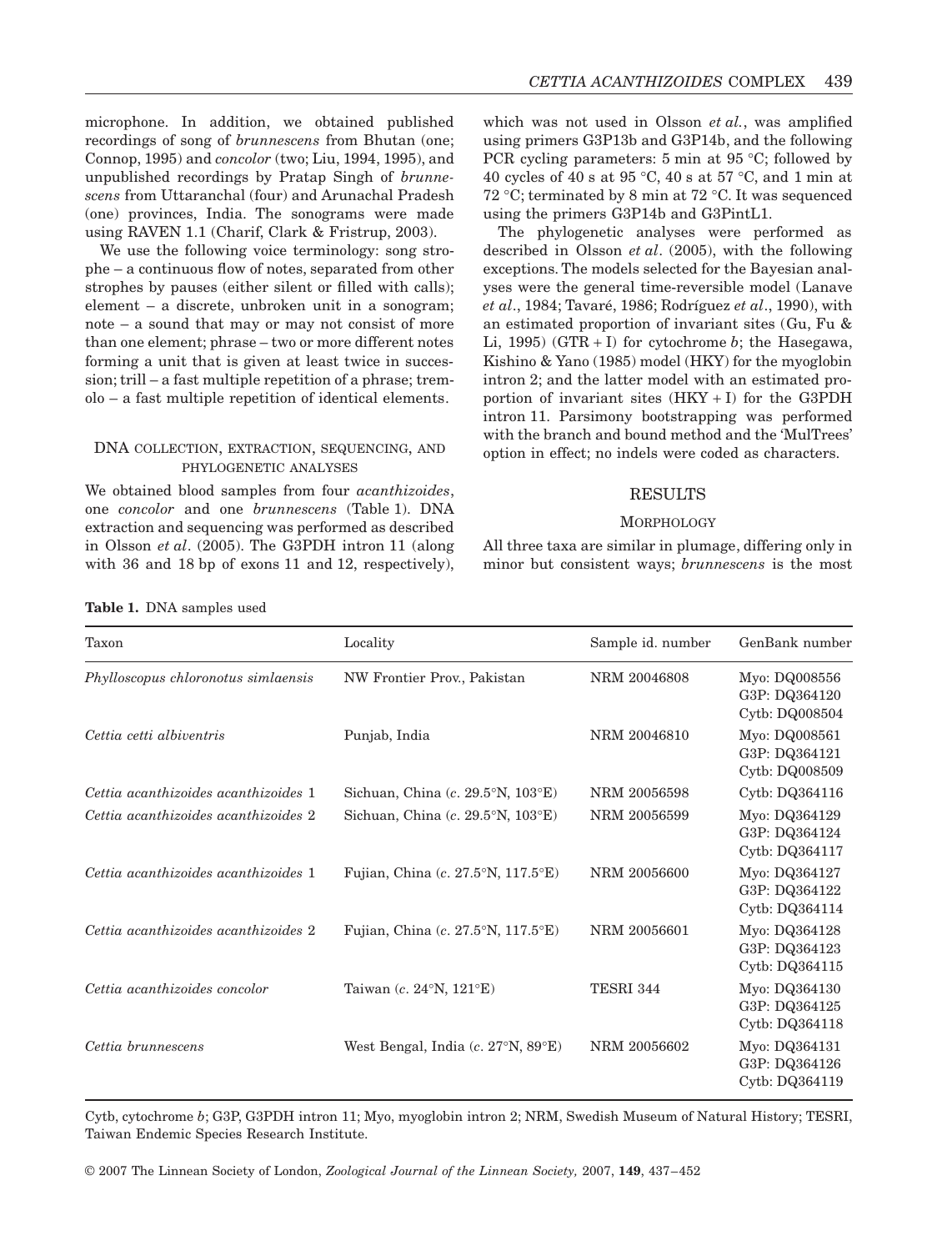microphone. In addition, we obtained published recordings of song of *brunnescens* from Bhutan (one; Connop, 1995) and *concolor* (two; Liu, 1994, 1995), and unpublished recordings by Pratap Singh of *brunnescens* from Uttaranchal (four) and Arunachal Pradesh (one) provinces, India. The sonograms were made using RAVEN 1.1 (Charif, Clark & Fristrup, 2003).

We use the following voice terminology: song strophe – a continuous flow of notes, separated from other strophes by pauses (either silent or filled with calls); element – a discrete, unbroken unit in a sonogram; note – a sound that may or may not consist of more than one element; phrase – two or more different notes forming a unit that is given at least twice in succession; trill – a fast multiple repetition of a phrase; tremolo – a fast multiple repetition of identical elements.

### DNA collection, extraction, sequencing, and phylogenetic analyses

We obtained blood samples from four *acanthizoides*, one *concolor* and one *brunnescens* (Table 1). DNA extraction and sequencing was performed as described in Olsson *et al*. (2005). The G3PDH intron 11 (along with 36 and 18 bp of exons 11 and 12, respectively), which was not used in Olsson *et al.*, was amplified using primers G3P13b and G3P14b, and the following PCR cycling parameters: 5 min at 95 °C; followed by 40 cycles of 40 s at 95 °C, 40 s at 57 °C, and 1 min at 72 °C; terminated by 8 min at 72 °C. It was sequenced using the primers G3P14b and G3PintL1.

The phylogenetic analyses were performed as described in Olsson *et al*. (2005), with the following exceptions. The models selected for the Bayesian analyses were the general time-reversible model (Lanave *et al*., 1984; Tavaré, 1986; Rodríguez *et al*., 1990), with an estimated proportion of invariant sites (Gu, Fu & Li, 1995) (GTR + I) for cytochrome *b*; the Hasegawa, Kishino & Yano (1985) model (HKY) for the myoglobin intron 2; and the latter model with an estimated proportion of invariant sites (HKY + I) for the G3PDH intron 11. Parsimony bootstrapping was performed with the branch and bound method and the 'MulTrees' option in effect; no indels were coded as characters.

## RESULTS

### Morphology

All three taxa are similar in plumage, differing only in minor but consistent ways; *brunnescens* is the most

**Table 1.** DNA samples used

| Taxon | Locality | Sample id. number | GenBank number |
|---|---|---|---|
| *Phylloscopus chloronotus simlaensis* | NW Frontier Prov., Pakistan | NRM 20046808 | Myo: DQ008556<br>G3P: DQ364120<br>Cytb: DQ008504 |
| *Cettia cetti albiventris* | Punjab, India | NRM 20046810 | Myo: DQ008561<br>G3P: DQ364121<br>Cytb: DQ008509 |
| *Cettia acanthizoides acanthizoides* 1 | Sichuan, China (*c*. 29.5°N, 103°E) | NRM 20056598 | Cytb: DQ364116 |
| *Cettia acanthizoides acanthizoides* 2 | Sichuan, China (*c*. 29.5°N, 103°E) | NRM 20056599 | Myo: DQ364129<br>G3P: DQ364124<br>Cytb: DQ364117 |
| *Cettia acanthizoides acanthizoides* 1 | Fujian, China (*c*. 27.5°N, 117.5°E) | NRM 20056600 | Myo: DQ364127<br>G3P: DQ364122<br>Cytb: DQ364114 |
| *Cettia acanthizoides acanthizoides* 2 | Fujian, China (*c*. 27.5°N, 117.5°E) | NRM 20056601 | Myo: DQ364128<br>G3P: DQ364123<br>Cytb: DQ364115 |
| *Cettia acanthizoides concolor* | Taiwan (*c*. 24°N, 121°E) | TESRI 344 | Myo: DQ364130<br>G3P: DQ364125<br>Cytb: DQ364118 |
| *Cettia brunnescens* | West Bengal, India (*c*. 27°N, 89°E) | NRM 20056602 | Myo: DQ364131<br>G3P: DQ364126<br>Cytb: DQ364119 |

Cytb, cytochrome *b*; G3P, G3PDH intron 11; Myo, myoglobin intron 2; NRM, Swedish Museum of Natural History; TESRI, Taiwan Endemic Species Research Institute.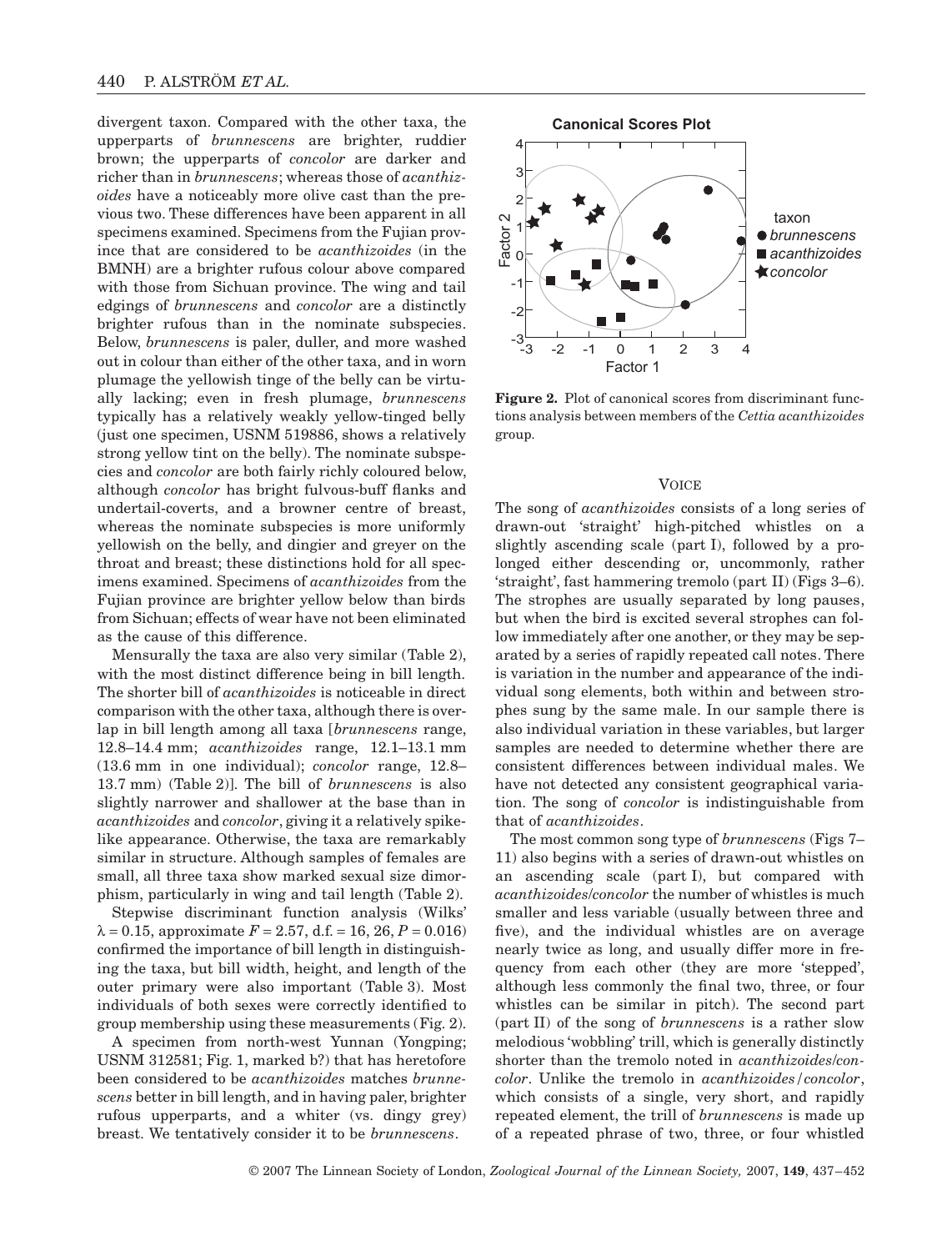divergent taxon. Compared with the other taxa, the upperparts of *brunnescens* are brighter, ruddier brown; the upperparts of *concolor* are darker and richer than in *brunnescens*; whereas those of *acanthizoides* have a noticeably more olive cast than the previous two. These differences have been apparent in all specimens examined. Specimens from the Fujian province that are considered to be *acanthizoides* (in the BMNH) are a brighter rufous colour above compared with those from Sichuan province. The wing and tail edgings of *brunnescens* and *concolor* are a distinctly brighter rufous than in the nominate subspecies. Below, *brunnescens* is paler, duller, and more washed out in colour than either of the other taxa, and in worn plumage the yellowish tinge of the belly can be virtually lacking; even in fresh plumage, *brunnescens* typically has a relatively weakly yellow-tinged belly (just one specimen, USNM 519886, shows a relatively strong yellow tint on the belly). The nominate subspecies and *concolor* are both fairly richly coloured below, although *concolor* has bright fulvous-buff flanks and undertail-coverts, and a browner centre of breast, whereas the nominate subspecies is more uniformly yellowish on the belly, and dingier and greyer on the throat and breast; these distinctions hold for all specimens examined. Specimens of *acanthizoides* from the Fujian province are brighter yellow below than birds from Sichuan; effects of wear have not been eliminated as the cause of this difference.

Mensurally the taxa are also very similar (Table 2), with the most distinct difference being in bill length. The shorter bill of *acanthizoides* is noticeable in direct comparison with the other taxa, although there is overlap in bill length among all taxa [*brunnescens* range, 12.8–14.4 mm; *acanthizoides* range, 12.1–13.1 mm (13.6 mm in one individual); *concolor* range, 12.8–13.7 mm) (Table 2)]. The bill of *brunnescens* is also slightly narrower and shallower at the base than in *acanthizoides* and *concolor*, giving it a relatively spike-like appearance. Otherwise, the taxa are remarkably similar in structure. Although samples of females are small, all three taxa show marked sexual size dimorphism, particularly in wing and tail length (Table 2).

Stepwise discriminant function analysis (Wilks' $\lambda = 0.15$, approximate $F = 2.57$, d.f. = 16, 26, $P = 0.016$) confirmed the importance of bill length in distinguishing the taxa, but bill width, height, and length of the outer primary were also important (Table 3). Most individuals of both sexes were correctly identified to group membership using these measurements (Fig. 2).

A specimen from north-west Yunnan (Yongping; USNM 312581; Fig. 1, marked b?) that has heretofore been considered to be *acanthizoides* matches *brunnescens* better in bill length, and in having paler, brighter rufous upperparts, and a whiter (vs. dingy grey) breast. We tentatively consider it to be *brunnescens*.

Canonical Scores Plot

Factor 1

Factor 2

taxon
*brunnescens*
*acanthizoides*
*concolor*

**Figure 2.** Plot of canonical scores from discriminant functions analysis between members of the *Cettia acanthizoides* group.

## VOICE

The song of *acanthizoides* consists of a long series of drawn-out 'straight' high-pitched whistles on a slightly ascending scale (part I), followed by a prolonged either descending or, uncommonly, rather 'straight', fast hammering tremolo (part II) (Figs 3–6). The strophes are usually separated by long pauses, but when the bird is excited several strophes can follow immediately after one another, or they may be separated by a series of rapidly repeated call notes. There is variation in the number and appearance of the individual song elements, both within and between strophes sung by the same male. In our sample there is also individual variation in these variables, but larger samples are needed to determine whether there are consistent differences between individual males. We have not detected any consistent geographical variation. The song of *concolor* is indistinguishable from that of *acanthizoides*.

The most common song type of *brunnescens* (Figs 7–11) also begins with a series of drawn-out whistles on an ascending scale (part I), but compared with *acanthizoides*/*concolor* the number of whistles is much smaller and less variable (usually between three and five), and the individual whistles are on average nearly twice as long, and usually differ more in frequency from each other (they are more 'stepped', although less commonly the final two, three, or four whistles can be similar in pitch). The second part (part II) of the song of *brunnescens* is a rather slow melodious 'wobbling' trill, which is generally distinctly shorter than the tremolo noted in *acanthizoides*/*concolor*. Unlike the tremolo in *acanthizoides*/*concolor*, which consists of a single, very short, and rapidly repeated element, the trill of *brunnescens* is made up of a repeated phrase of two, three, or four whistled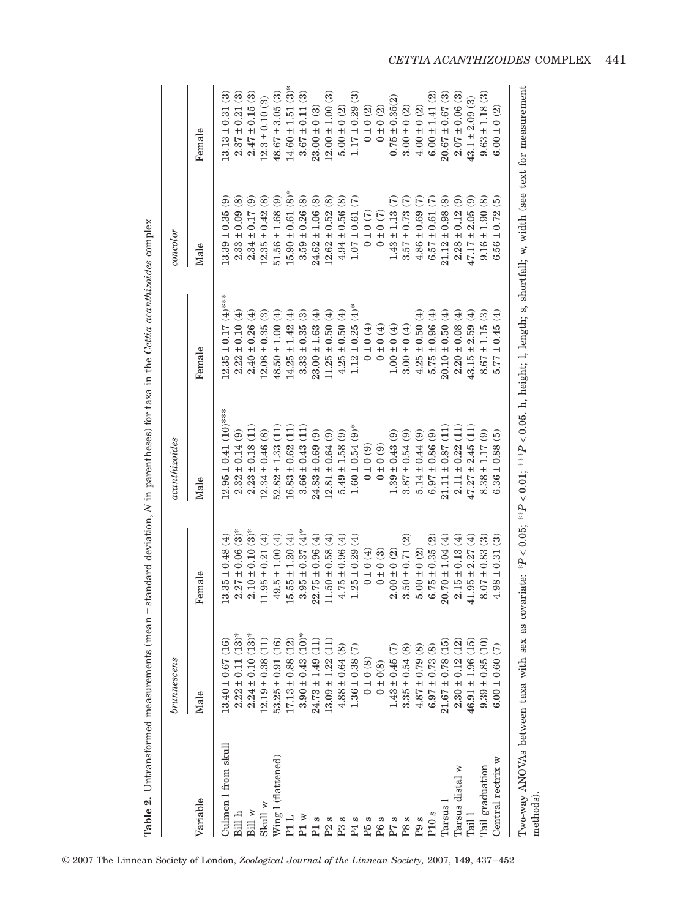**Table 2.** Untransformed measurements (mean ± standard deviation, *N* in parentheses) for taxa in the *Cettia acanthizoides* complex

| | *brunnescens* | | *acanthizoides* | | *concolor* | |
|---|---|---|---|---|---|---|
| Variable | Male | Female | Male | Female | Male | Female |
| Culmen l from skull | 13.40 ± 0.67 (16) | 13.35 ± 0.48 (4) | 12.95 ± 0.41 (10)*** | 12.35 ± 0.17 (4)*** | 13.39 ± 0.35 (9) | 13.13 ± 0.31 (3) |
| Bill h | 2.22 ± 0.11 (13)* | 2.27 ± 0.06 (3)* | 2.32 ± 0.14 (9) | 2.22 ± 0.10 (4) | 2.33 ± 0.09 (8) | 2.37 ± 0.21 (3) |
| Bill w | 2.24 ± 0.10 (13)* | 2.10 ± 0.10 (3)* | 2.23 ± 0.18 (11) | 2.40 ± 0.26 (4) | 2.34 ± 0.17 (9) | 2.47 ± 0.15 (3) |
| Skull w | 12.19 ± 0.38 (11) | 11.95 ± 0.21 (4) | 12.34 ± 0.46 (8) | 12.08 ± 0.35 (3) | 12.35 ± 0.42 (8) | 12.3 ± 0.10 (3) |
| Wing l (flattened) | 53.25 ± 0.91 (16) | 49.5 ± 1.00 (4) | 52.82 ± 1.33 (11) | 48.50 ± 1.00 (4) | 51.56 ± 1.68 (9) | 48.67 ± 3.05 (3) |
| P1 L | 17.13 ± 0.88 (12) | 15.55 ± 1.20 (4) | 16.83 ± 0.62 (11) | 14.25 ± 1.42 (4) | 15.90 ± 0.61 (8)* | 14.60 ± 1.51 (3)* |
| P1 w | 3.90 ± 0.43 (10)* | 3.95 ± 0.37 (4)* | 3.66 ± 0.43 (11) | 3.33 ± 0.35 (3) | 3.59 ± 0.26 (8) | 3.67 ± 0.11 (3) |
| P1 s | 24.73 ± 1.49 (11) | 22.75 ± 0.96 (4) | 24.83 ± 0.69 (9) | 23.00 ± 1.63 (4) | 24.62 ± 1.06 (8) | 23.00 ± 0 (3) |
| P2 s | 13.09 ± 1.22 (11) | 11.50 ± 0.58 (4) | 12.81 ± 0.64 (9) | 11.25 ± 0.50 (4) | 12.62 ± 0.52 (8) | 12.00 ± 1.00 (3) |
| P3 s | 4.88 ± 0.64 (8) | 4.75 ± 0.96 (4) | 5.49 ± 1.58 (9) | 4.25 ± 0.50 (4) | 4.94 ± 0.56 (8) | 5.00 ± 0 (2) |
| P4 s | 1.36 ± 0.38 (7) | 1.25 ± 0.29 (4) | 1.60 ± 0.54 (9)* | 1.12 ± 0.25 (4)* | 1.07 ± 0.61 (7) | 1.17 ± 0.29 (3) |
| P5 s | 0 ± 0 (8) | 0 ± 0 (4) | 0 ± 0 (9) | 0 ± 0 (4) | 0 ± 0 (7) | 0 ± 0 (2) |
| P6 s | 0 ± 0(8) | 0 ± 0 (3) | 0 ± 0 (9) | 0 ± 0 (4) | 0 ± 0 (7) | 0 ± 0 (2) |
| P7 s | 1.43 ± 0.45 (7) | 2.00 ± 0 (2) | 1.39 ± 0.43 (9) | 1.00 ± 0 (4) | 1.43 ± 1.13 (7) | 0.75 ± 0.35(2) |
| P8 s | 3.35 ± 0.54 (8) | 3.50 ± 0.71 (2) | 3.87 ± 0.54 (9) | 3.00 ± 0 (4) | 3.57 ± 0.73 (7) | 3.00 ± 0 (2) |
| P9 s | 4.87 ± 0.79 (8) | 5.00 ± 0 (2) | 5.14 ± 0.44 (9) | 4.25 ± 0.50 (4) | 4.86 ± 0.69 (7) | 4.00 ± 0 (2) |
| P10 s | 6.97 ± 0.73 (8) | 6.75 ± 0.35 (2) | 6.97 ± 0.86 (9) | 5.75 ± 0.96 (4) | 6.57 ± 0.61 (7) | 6.00 ± 1.41 (2) |
| Tarsus l | 21.67 ± 0.78 (15) | 20.70 ± 1.04 (4) | 21.11 ± 0.87 (11) | 20.10 ± 0.50 (4) | 21.12 ± 0.98 (8) | 20.67 ± 0.67 (3) |
| Tarsus distal w | 2.30 ± 0.12 (12) | 2.15 ± 0.13 (4) | 2.11 ± 0.22 (11) | 2.20 ± 0.08 (4) | 2.28 ± 0.12 (9) | 2.07 ± 0.06 (3) |
| Tail l | 46.91 ± 1.96 (15) | 41.95 ± 2.27 (4) | 47.27 ± 2.45 (11) | 43.15 ± 2.59 (4) | 47.17 ± 2.05 (9) | 43.1 ± 2.09 (3) |
| Tail graduation | 9.39 ± 0.85 (10) | 8.07 ± 0.83 (3) | 8.38 ± 1.17 (9) | 8.67 ± 1.15 (3) | 9.16 ± 1.90 (8) | 9.63 ± 1.18 (3) |
| Central rectrix w | 6.00 ± 0.60 (7) | 4.98 ± 0.31 (3) | 6.36 ± 0.88 (5) | 5.77 ± 0.45 (4) | 6.56 ± 0.72 (5) | 6.00 ± 0 (2) |

Two-way ANOVAs between taxa with sex as covariate: *$P < 0.05$; **$P < 0.01$; ***$P < 0.05$. h, height; l, length; s, shortfall; w, width (see text for measurement methods).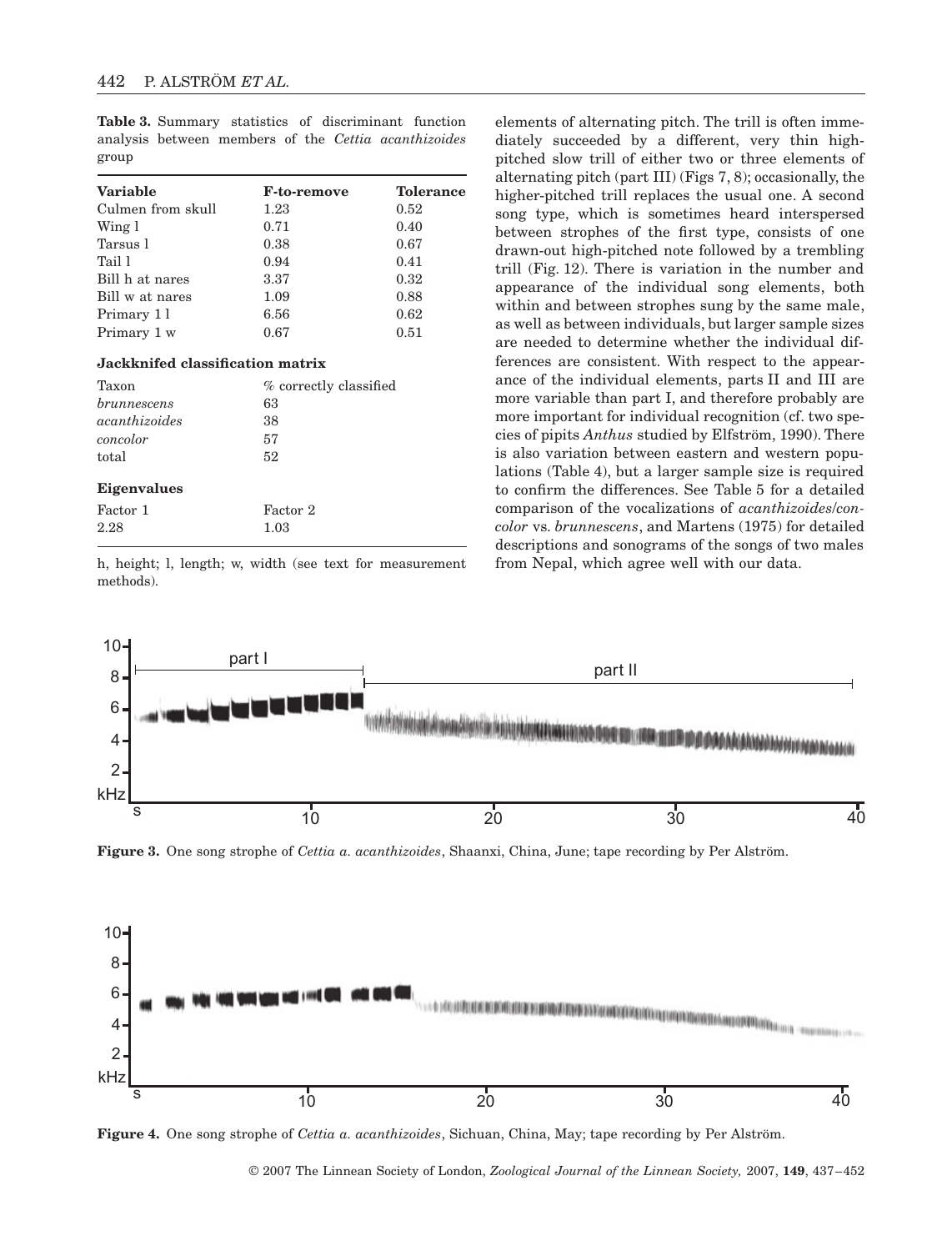**Table 3.** Summary statistics of discriminant function analysis between members of the *Cettia acanthizoides* group

| Variable | F-to-remove | Tolerance |
|---|---|---|
| Culmen from skull | 1.23 | 0.52 |
| Wing l | 0.71 | 0.40 |
| Tarsus l | 0.38 | 0.67 |
| Tail l | 0.94 | 0.41 |
| Bill h at nares | 3.37 | 0.32 |
| Bill w at nares | 1.09 | 0.88 |
| Primary 1 l | 6.56 | 0.62 |
| Primary 1 w | 0.67 | 0.51 |

**Jackknifed classification matrix**

| Taxon | % correctly classified |
|---|---|
| *brunnescens* | 63 |
| *acanthizoides* | 38 |
| *concolor* | 57 |
| total | 52 |

**Eigenvalues**

| Factor 1 | Factor 2 |
|---|---|
| 2.28 | 1.03 |

h, height; l, length; w, width (see text for measurement methods).

elements of alternating pitch. The trill is often immediately succeeded by a different, very thin high-pitched slow trill of either two or three elements of alternating pitch (part III) (Figs 7, 8); occasionally, the higher-pitched trill replaces the usual one. A second song type, which is sometimes heard interspersed between strophes of the first type, consists of one drawn-out high-pitched note followed by a trembling trill (Fig. 12). There is variation in the number and appearance of the individual song elements, both within and between strophes sung by the same male, as well as between individuals, but larger sample sizes are needed to determine whether the individual differences are consistent. With respect to the appearance of the individual elements, parts II and III are more variable than part I, and therefore probably are more important for individual recognition (cf. two species of pipits *Anthus* studied by Elfström, 1990). There is also variation between eastern and western populations (Table 4), but a larger sample size is required to confirm the differences. See Table 5 for a detailed comparison of the vocalizations of *acanthizoides*/*concolor* vs. *brunnescens*, and Martens (1975) for detailed descriptions and sonograms of the songs of two males from Nepal, which agree well with our data.

part I
part II
10
8
6
4
2
kHz
s
10
20
30
40

**Figure 3.** One song strophe of *Cettia a. acanthizoides*, Shaanxi, China, June; tape recording by Per Alström.

10
8
6
4
2
kHz
s
10
20
30
40

**Figure 4.** One song strophe of *Cettia a. acanthizoides*, Sichuan, China, May; tape recording by Per Alström.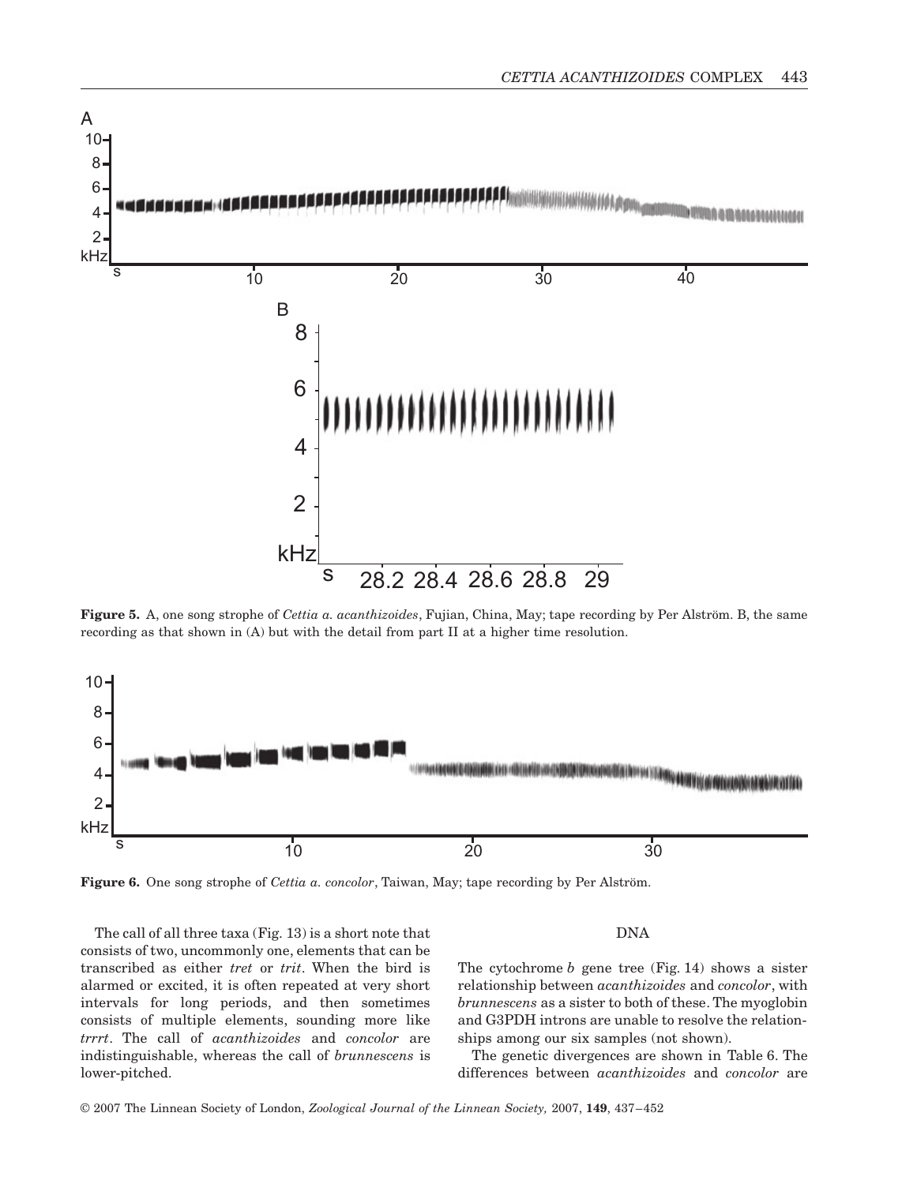A

10
8
6
4
2
kHz
s
10
20
30
40

B

8
6
4
2
kHz
s
28.2 28.4 28.6 28.8 29

**Figure 5.** A, one song strophe of *Cettia a. acanthizoides*, Fujian, China, May; tape recording by Per Alström. B, the same recording as that shown in (A) but with the detail from part II at a higher time resolution.

10
8
6
4
2
kHz
s
10
20
30

**Figure 6.** One song strophe of *Cettia a. concolor*, Taiwan, May; tape recording by Per Alström.

The call of all three taxa (Fig. 13) is a short note that consists of two, uncommonly one, elements that can be transcribed as either *tret* or *trit*. When the bird is alarmed or excited, it is often repeated at very short intervals for long periods, and then sometimes consists of multiple elements, sounding more like *trrrt*. The call of *acanthizoides* and *concolor* are indistinguishable, whereas the call of *brunnescens* is lower-pitched.

DNA

The cytochrome *b* gene tree (Fig. 14) shows a sister relationship between *acanthizoides* and *concolor*, with *brunnescens* as a sister to both of these. The myoglobin and G3PDH introns are unable to resolve the relationships among our six samples (not shown).

The genetic divergences are shown in Table 6. The differences between *acanthizoides* and *concolor* are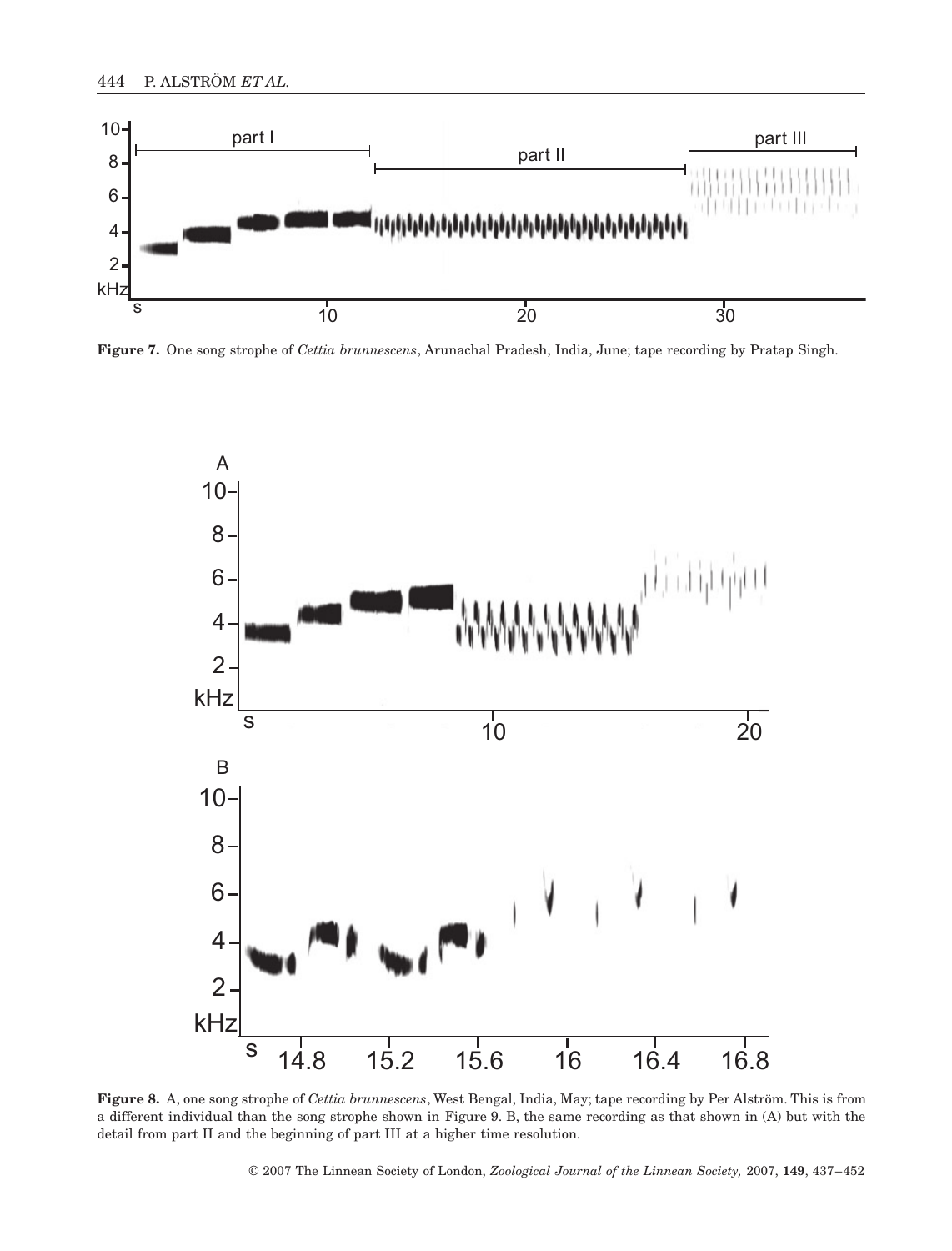10
8
6
4
2
kHz
s
10
20
30
part I
part II
part III

**Figure 7.** One song strophe of *Cettia brunnescens*, Arunachal Pradesh, India, June; tape recording by Pratap Singh.

A
10
8
6
4
2
kHz
s
10
20

B
10
8
6
4
2
kHz
s
14.8
15.2
15.6
16
16.4
16.8

**Figure 8.** A, one song strophe of *Cettia brunnescens*, West Bengal, India, May; tape recording by Per Alström. This is from a different individual than the song strophe shown in Figure 9. B, the same recording as that shown in (A) but with the detail from part II and the beginning of part III at a higher time resolution.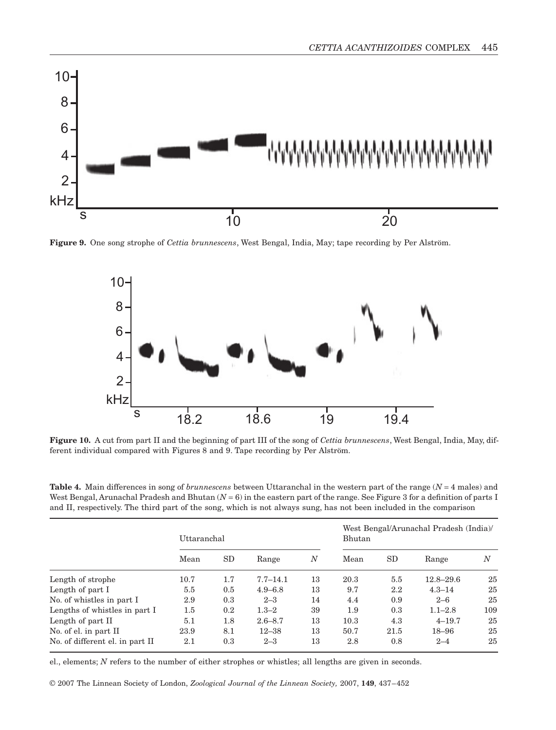**Figure 9.** One song strophe of *Cettia brunnescens*, West Bengal, India, May; tape recording by Per Alström.

**Figure 10.** A cut from part II and the beginning of part III of the song of *Cettia brunnescens*, West Bengal, India, May, different individual compared with Figures 8 and 9. Tape recording by Per Alström.

**Table 4.** Main differences in song of *brunnescens* between Uttaranchal in the western part of the range ($N = 4$ males) and West Bengal, Arunachal Pradesh and Bhutan ($N = 6$) in the eastern part of the range. See Figure 3 for a definition of parts I and II, respectively. The third part of the song, which is not always sung, has not been included in the comparison

| | Uttaranchal | | | | West Bengal/Arunachal Pradesh (India)/ Bhutan | | | |
|---|---|---|---|---|---|---|---|---|
| | Mean | SD | Range | $N$ | Mean | SD | Range | $N$ |
| Length of strophe | 10.7 | 1.7 | 7.7–14.1 | 13 | 20.3 | 5.5 | 12.8–29.6 | 25 |
| Length of part I | 5.5 | 0.5 | 4.9–6.8 | 13 | 9.7 | 2.2 | 4.3–14 | 25 |
| No. of whistles in part I | 2.9 | 0.3 | 2–3 | 14 | 4.4 | 0.9 | 2–6 | 25 |
| Lengths of whistles in part I | 1.5 | 0.2 | 1.3–2 | 39 | 1.9 | 0.3 | 1.1–2.8 | 109 |
| Length of part II | 5.1 | 1.8 | 2.6–8.7 | 13 | 10.3 | 4.3 | 4–19.7 | 25 |
| No. of el. in part II | 23.9 | 8.1 | 12–38 | 13 | 50.7 | 21.5 | 18–96 | 25 |
| No. of different el. in part II | 2.1 | 0.3 | 2–3 | 13 | 2.8 | 0.8 | 2–4 | 25 |

el., elements; $N$ refers to the number of either strophes or whistles; all lengths are given in seconds.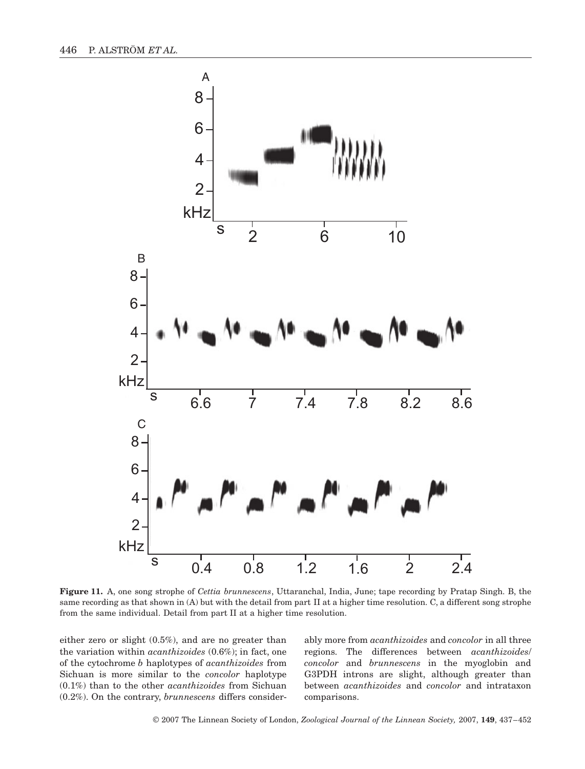A

8

6

4

2

kHz

s 2 6 10

B

8

6

4

2

kHz

s 6.6 7 7.4 7.8 8.2 8.6

C

8

6

4

2

kHz

s 0.4 0.8 1.2 1.6 2 2.4

**Figure 11.** A, one song strophe of *Cettia brunnescens*, Uttaranchal, India, June; tape recording by Pratap Singh. B, the same recording as that shown in (A) but with the detail from part II at a higher time resolution. C, a different song strophe from the same individual. Detail from part II at a higher time resolution.

either zero or slight (0.5%), and are no greater than the variation within *acanthizoides* (0.6%); in fact, one of the cytochrome *b* haplotypes of *acanthizoides* from Sichuan is more similar to the *concolor* haplotype (0.1%) than to the other *acanthizoides* from Sichuan (0.2%). On the contrary, *brunnescens* differs considerably more from *acanthizoides* and *concolor* in all three regions. The differences between *acanthizoides*/*concolor* and *brunnescens* in the myoglobin and G3PDH introns are slight, although greater than between *acanthizoides* and *concolor* and intrataxon comparisons.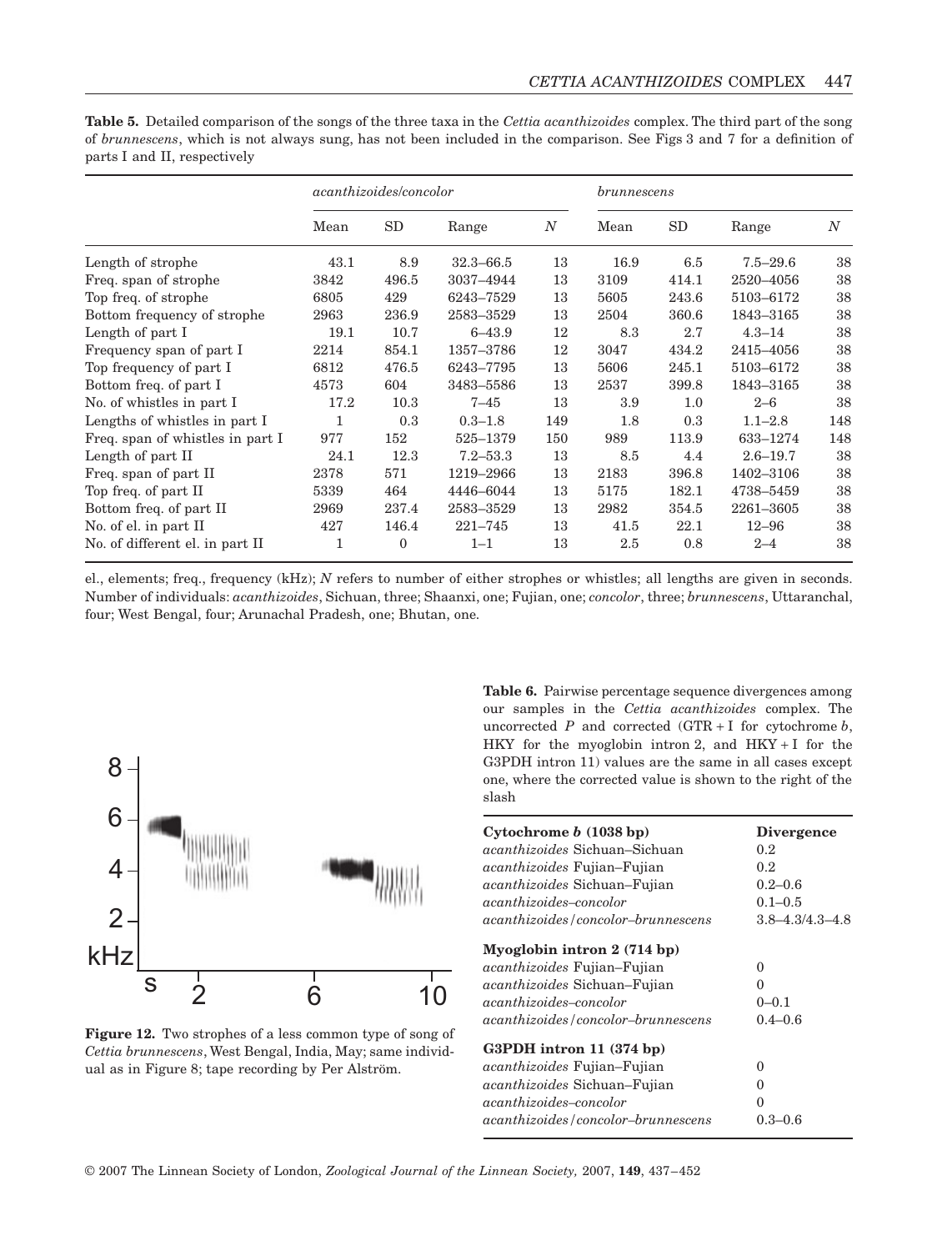**Table 5.** Detailed comparison of the songs of the three taxa in the *Cettia acanthizoides* complex. The third part of the song of *brunnescens*, which is not always sung, has not been included in the comparison. See Figs 3 and 7 for a definition of parts I and II, respectively

| | *acanthizoides/concolor* | | | | *brunnescens* | | | |
|---|---|---|---|---|---|---|---|---|
| | Mean | SD | Range | *N* | Mean | SD | Range | *N* |
| Length of strophe | 43.1 | 8.9 | 32.3–66.5 | 13 | 16.9 | 6.5 | 7.5–29.6 | 38 |
| Freq. span of strophe | 3842 | 496.5 | 3037–4944 | 13 | 3109 | 414.1 | 2520–4056 | 38 |
| Top freq. of strophe | 6805 | 429 | 6243–7529 | 13 | 5605 | 243.6 | 5103–6172 | 38 |
| Bottom frequency of strophe | 2963 | 236.9 | 2583–3529 | 13 | 2504 | 360.6 | 1843–3165 | 38 |
| Length of part I | 19.1 | 10.7 | 6–43.9 | 12 | 8.3 | 2.7 | 4.3–14 | 38 |
| Frequency span of part I | 2214 | 854.1 | 1357–3786 | 12 | 3047 | 434.2 | 2415–4056 | 38 |
| Top frequency of part I | 6812 | 476.5 | 6243–7795 | 13 | 5606 | 245.1 | 5103–6172 | 38 |
| Bottom freq. of part I | 4573 | 604 | 3483–5586 | 13 | 2537 | 399.8 | 1843–3165 | 38 |
| No. of whistles in part I | 17.2 | 10.3 | 7–45 | 13 | 3.9 | 1.0 | 2–6 | 38 |
| Lengths of whistles in part I | 1 | 0.3 | 0.3–1.8 | 149 | 1.8 | 0.3 | 1.1–2.8 | 148 |
| Freq. span of whistles in part I | 977 | 152 | 525–1379 | 150 | 989 | 113.9 | 633–1274 | 148 |
| Length of part II | 24.1 | 12.3 | 7.2–53.3 | 13 | 8.5 | 4.4 | 2.6–19.7 | 38 |
| Freq. span of part II | 2378 | 571 | 1219–2966 | 13 | 2183 | 396.8 | 1402–3106 | 38 |
| Top freq. of part II | 5339 | 464 | 4446–6044 | 13 | 5175 | 182.1 | 4738–5459 | 38 |
| Bottom freq. of part II | 2969 | 237.4 | 2583–3529 | 13 | 2982 | 354.5 | 2261–3605 | 38 |
| No. of el. in part II | 427 | 146.4 | 221–745 | 13 | 41.5 | 22.1 | 12–96 | 38 |
| No. of different el. in part II | 1 | 0 | 1–1 | 13 | 2.5 | 0.8 | 2–4 | 38 |

el., elements; freq., frequency (kHz); *N* refers to number of either strophes or whistles; all lengths are given in seconds. Number of individuals: *acanthizoides*, Sichuan, three; Shaanxi, one; Fujian, one; *concolor*, three; *brunnescens*, Uttaranchal, four; West Bengal, four; Arunachal Pradesh, one; Bhutan, one.

**Figure 12.** Two strophes of a less common type of song of *Cettia brunnescens*, West Bengal, India, May; same individual as in Figure 8; tape recording by Per Alström.

**Table 6.** Pairwise percentage sequence divergences among our samples in the *Cettia acanthizoides* complex. The uncorrected *P* and corrected (GTR + I for cytochrome *b*, HKY for the myoglobin intron 2, and HKY + I for the G3PDH intron 11) values are the same in all cases except one, where the corrected value is shown to the right of the slash

| **Cytochrome *b* (1038 bp)** | **Divergence** |
|---|---|
| *acanthizoides* Sichuan–Sichuan | 0.2 |
| *acanthizoides* Fujian–Fujian | 0.2 |
| *acanthizoides* Sichuan–Fujian | 0.2–0.6 |
| *acanthizoides–concolor* | 0.1–0.5 |
| *acanthizoides/concolor–brunnescens* | 3.8–4.3/4.3–4.8 |
| **Myoglobin intron 2 (714 bp)** | |
| *acanthizoides* Fujian–Fujian | 0 |
| *acanthizoides* Sichuan–Fujian | 0 |
| *acanthizoides–concolor* | 0–0.1 |
| *acanthizoides/concolor–brunnescens* | 0.4–0.6 |
| **G3PDH intron 11 (374 bp)** | |
| *acanthizoides* Fujian–Fujian | 0 |
| *acanthizoides* Sichuan–Fujian | 0 |
| *acanthizoides–concolor* | 0 |
| *acanthizoides/concolor–brunnescens* | 0.3–0.6 |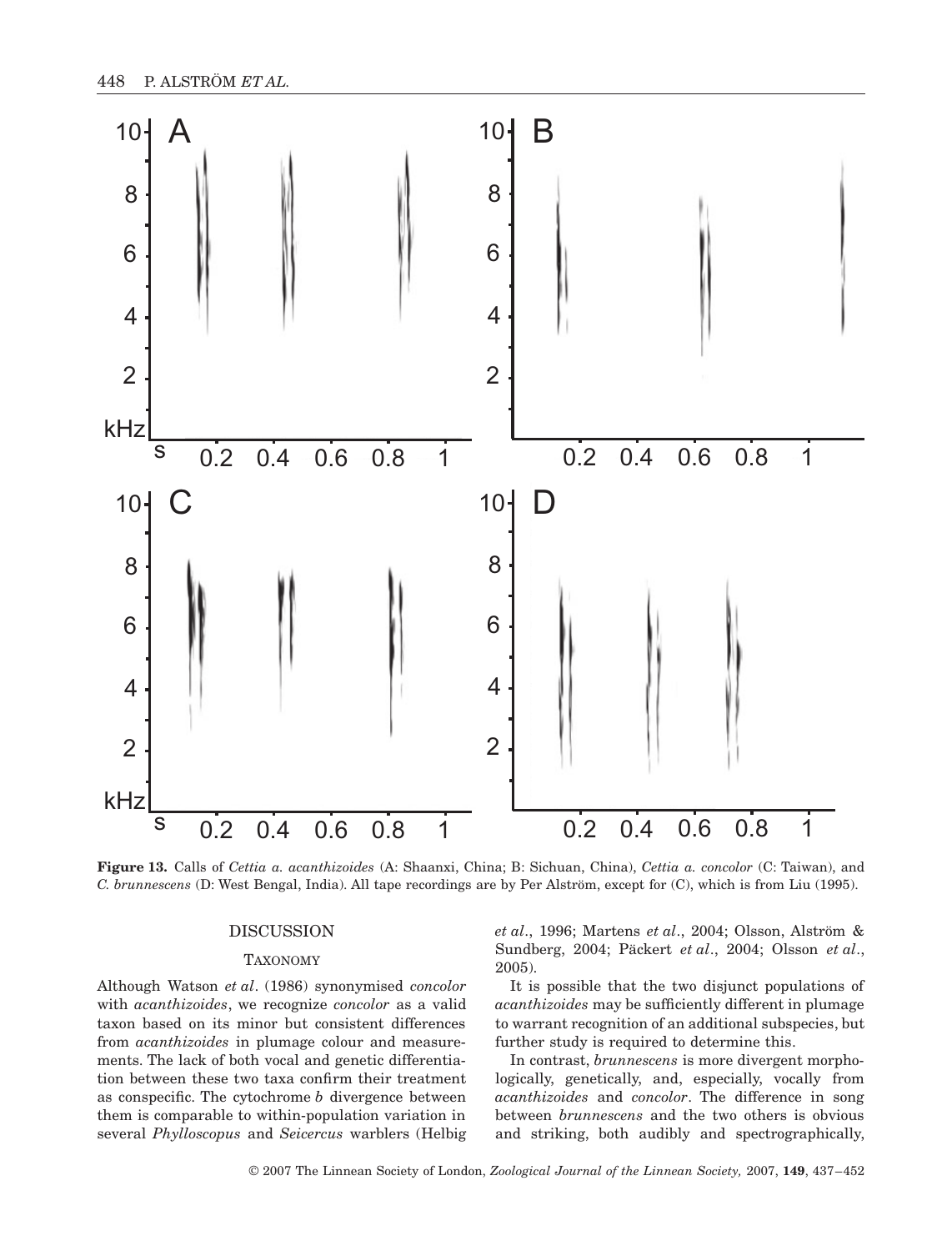A

B

C

D

10
8
6
4
2
kHz
s 0.2 0.4 0.6 0.8 1

**Figure 13.** Calls of *Cettia a. acanthizoides* (A: Shaanxi, China; B: Sichuan, China), *Cettia a. concolor* (C: Taiwan), and *C. brunnescens* (D: West Bengal, India). All tape recordings are by Per Alström, except for (C), which is from Liu (1995).

## DISCUSSION

### TAXONOMY

Although Watson *et al*. (1986) synonymised *concolor* with *acanthizoides*, we recognize *concolor* as a valid taxon based on its minor but consistent differences from *acanthizoides* in plumage colour and measurements. The lack of both vocal and genetic differentiation between these two taxa confirm their treatment as conspecific. The cytochrome *b* divergence between them is comparable to within-population variation in several *Phylloscopus* and *Seicercus* warblers (Helbig *et al*., 1996; Martens *et al*., 2004; Olsson, Alström & Sundberg, 2004; Päckert *et al*., 2004; Olsson *et al*., 2005).

It is possible that the two disjunct populations of *acanthizoides* may be sufficiently different in plumage to warrant recognition of an additional subspecies, but further study is required to determine this.

In contrast, *brunnescens* is more divergent morphologically, genetically, and, especially, vocally from *acanthizoides* and *concolor*. The difference in song between *brunnescens* and the two others is obvious and striking, both audibly and spectrographically,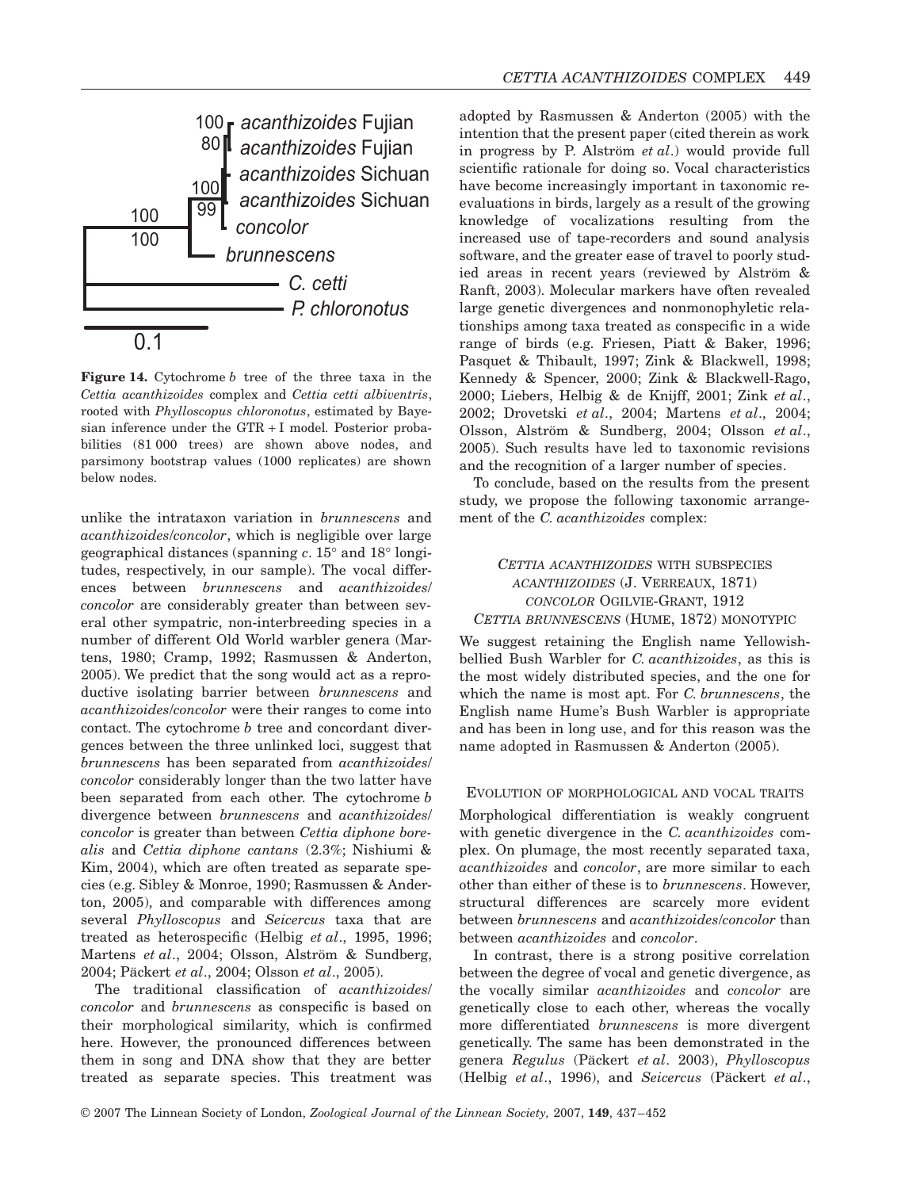100
80
100
99
100
100
*acanthizoides* Fujian
*acanthizoides* Fujian
*acanthizoides* Sichuan
*acanthizoides* Sichuan
*concolor*
*brunnescens*
*C. cetti*
*P. chloronotus*
0.1

**Figure 14.** Cytochrome *b* tree of the three taxa in the *Cettia acanthizoides* complex and *Cettia cetti albiventris*, rooted with *Phylloscopus chloronotus*, estimated by Bayesian inference under the GTR + I model. Posterior probabilities (81 000 trees) are shown above nodes, and parsimony bootstrap values (1000 replicates) are shown below nodes.

unlike the intrataxon variation in *brunnescens* and *acanthizoides*/*concolor*, which is negligible over large geographical distances (spanning *c*. 15° and 18° longitudes, respectively, in our sample). The vocal differences between *brunnescens* and *acanthizoides*/*concolor* are considerably greater than between several other sympatric, non-interbreeding species in a number of different Old World warbler genera (Martens, 1980; Cramp, 1992; Rasmussen & Anderton, 2005). We predict that the song would act as a reproductive isolating barrier between *brunnescens* and *acanthizoides*/*concolor* were their ranges to come into contact. The cytochrome *b* tree and concordant divergences between the three unlinked loci, suggest that *brunnescens* has been separated from *acanthizoides*/*concolor* considerably longer than the two latter have been separated from each other. The cytochrome *b* divergence between *brunnescens* and *acanthizoides*/*concolor* is greater than between *Cettia diphone borealis* and *Cettia diphone cantans* (2.3%; Nishiumi & Kim, 2004), which are often treated as separate species (e.g. Sibley & Monroe, 1990; Rasmussen & Anderton, 2005), and comparable with differences among several *Phylloscopus* and *Seicercus* taxa that are treated as heterospecific (Helbig *et al*., 1995, 1996; Martens *et al*., 2004; Olsson, Alström & Sundberg, 2004; Päckert *et al*., 2004; Olsson *et al*., 2005).

The traditional classification of *acanthizoides*/*concolor* and *brunnescens* as conspecific is based on their morphological similarity, which is confirmed here. However, the pronounced differences between them in song and DNA show that they are better treated as separate species. This treatment was adopted by Rasmussen & Anderton (2005) with the intention that the present paper (cited therein as work in progress by P. Alström *et al*.) would provide full scientific rationale for doing so. Vocal characteristics have become increasingly important in taxonomic re-evaluations in birds, largely as a result of the growing knowledge of vocalizations resulting from the increased use of tape-recorders and sound analysis software, and the greater ease of travel to poorly studied areas in recent years (reviewed by Alström & Ranft, 2003). Molecular markers have often revealed large genetic divergences and nonmonophyletic relationships among taxa treated as conspecific in a wide range of birds (e.g. Friesen, Piatt & Baker, 1996; Pasquet & Thibault, 1997; Zink & Blackwell, 1998; Kennedy & Spencer, 2000; Zink & Blackwell-Rago, 2000; Liebers, Helbig & de Knijff, 2001; Zink *et al*., 2002; Drovetski *et al*., 2004; Martens *et al*., 2004; Olsson, Alström & Sundberg, 2004; Olsson *et al*., 2005). Such results have led to taxonomic revisions and the recognition of a larger number of species.

To conclude, based on the results from the present study, we propose the following taxonomic arrangement of the *C. acanthizoides* complex:

*CETTIA ACANTHIZOIDES* WITH SUBSPECIES
*ACANTHIZOIDES* (J. VERREAUX, 1871)
*CONCOLOR* OGILVIE-GRANT, 1912
*CETTIA BRUNNESCENS* (HUME, 1872) MONOTYPIC

We suggest retaining the English name Yellowish-bellied Bush Warbler for *C. acanthizoides*, as this is the most widely distributed species, and the one for which the name is most apt. For *C. brunnescens*, the English name Hume's Bush Warbler is appropriate and has been in long use, and for this reason was the name adopted in Rasmussen & Anderton (2005).

## EVOLUTION OF MORPHOLOGICAL AND VOCAL TRAITS

Morphological differentiation is weakly congruent with genetic divergence in the *C. acanthizoides* complex. On plumage, the most recently separated taxa, *acanthizoides* and *concolor*, are more similar to each other than either of these is to *brunnescens*. However, structural differences are scarcely more evident between *brunnescens* and *acanthizoides*/*concolor* than between *acanthizoides* and *concolor*.

In contrast, there is a strong positive correlation between the degree of vocal and genetic divergence, as the vocally similar *acanthizoides* and *concolor* are genetically close to each other, whereas the vocally more differentiated *brunnescens* is more divergent genetically. The same has been demonstrated in the genera *Regulus* (Päckert *et al*. 2003), *Phylloscopus* (Helbig *et al*., 1996), and *Seicercus* (Päckert *et al*.,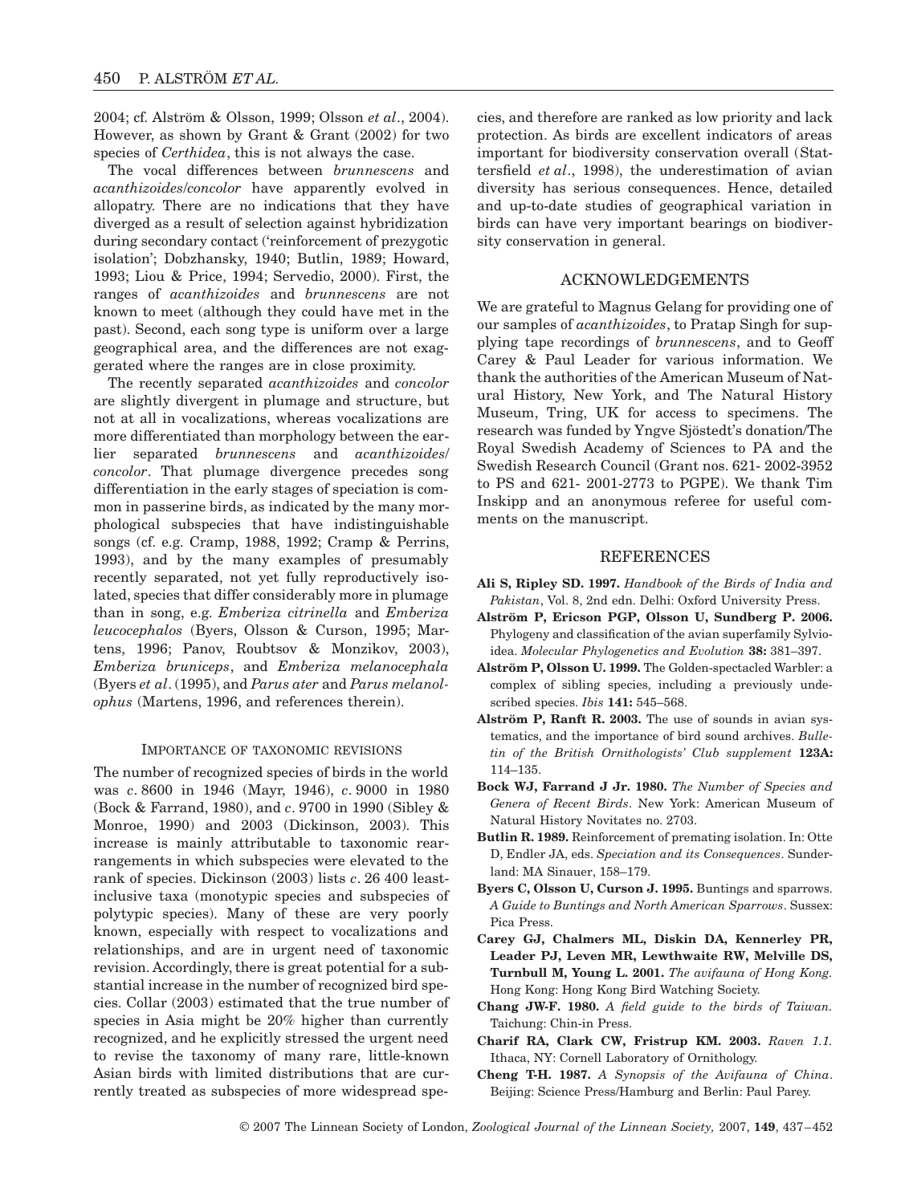2004; cf. Alström & Olsson, 1999; Olsson *et al*., 2004). However, as shown by Grant & Grant (2002) for two species of *Certhidea*, this is not always the case.

The vocal differences between *brunnescens* and *acanthizoides*/*concolor* have apparently evolved in allopatry. There are no indications that they have diverged as a result of selection against hybridization during secondary contact ('reinforcement of prezygotic isolation'; Dobzhansky, 1940; Butlin, 1989; Howard, 1993; Liou & Price, 1994; Servedio, 2000). First, the ranges of *acanthizoides* and *brunnescens* are not known to meet (although they could have met in the past). Second, each song type is uniform over a large geographical area, and the differences are not exaggerated where the ranges are in close proximity.

The recently separated *acanthizoides* and *concolor* are slightly divergent in plumage and structure, but not at all in vocalizations, whereas vocalizations are more differentiated than morphology between the earlier separated *brunnescens* and *acanthizoides*/*concolor*. That plumage divergence precedes song differentiation in the early stages of speciation is common in passerine birds, as indicated by the many morphological subspecies that have indistinguishable songs (cf. e.g. Cramp, 1988, 1992; Cramp & Perrins, 1993), and by the many examples of presumably recently separated, not yet fully reproductively isolated, species that differ considerably more in plumage than in song, e.g. *Emberiza citrinella* and *Emberiza leucocephalos* (Byers, Olsson & Curson, 1995; Martens, 1996; Panov, Roubtsov & Monzikov, 2003), *Emberiza bruniceps*, and *Emberiza melanocephala* (Byers *et al*. (1995), and *Parus ater* and *Parus melanolophus* (Martens, 1996, and references therein).

### Importance of taxonomic revisions

The number of recognized species of birds in the world was *c*. 8600 in 1946 (Mayr, 1946), *c*. 9000 in 1980 (Bock & Farrand, 1980), and *c*. 9700 in 1990 (Sibley & Monroe, 1990) and 2003 (Dickinson, 2003). This increase is mainly attributable to taxonomic rearrangements in which subspecies were elevated to the rank of species. Dickinson (2003) lists *c*. 26 400 least-inclusive taxa (monotypic species and subspecies of polytypic species). Many of these are very poorly known, especially with respect to vocalizations and relationships, and are in urgent need of taxonomic revision. Accordingly, there is great potential for a substantial increase in the number of recognized bird species. Collar (2003) estimated that the true number of species in Asia might be 20% higher than currently recognized, and he explicitly stressed the urgent need to revise the taxonomy of many rare, little-known Asian birds with limited distributions that are currently treated as subspecies of more widespread species, and therefore are ranked as low priority and lack protection. As birds are excellent indicators of areas important for biodiversity conservation overall (Stattersfield *et al*., 1998), the underestimation of avian diversity has serious consequences. Hence, detailed and up-to-date studies of geographical variation in birds can have very important bearings on biodiversity conservation in general.

## ACKNOWLEDGEMENTS

We are grateful to Magnus Gelang for providing one of our samples of *acanthizoides*, to Pratap Singh for supplying tape recordings of *brunnescens*, and to Geoff Carey & Paul Leader for various information. We thank the authorities of the American Museum of Natural History, New York, and The Natural History Museum, Tring, UK for access to specimens. The research was funded by Yngve Sjöstedt's donation/The Royal Swedish Academy of Sciences to PA and the Swedish Research Council (Grant nos. 621- 2002-3952 to PS and 621- 2001-2773 to PGPE). We thank Tim Inskipp and an anonymous referee for useful comments on the manuscript.

## REFERENCES

**Ali S, Ripley SD. 1997.** *Handbook of the Birds of India and Pakistan*, Vol. 8, 2nd edn. Delhi: Oxford University Press.

**Alström P, Ericson PGP, Olsson U, Sundberg P. 2006.** Phylogeny and classification of the avian superfamily Sylvioidea. *Molecular Phylogenetics and Evolution* **38:** 381–397.

**Alström P, Olsson U. 1999.** The Golden-spectacled Warbler: a complex of sibling species, including a previously undescribed species. *Ibis* **141:** 545–568.

**Alström P, Ranft R. 2003.** The use of sounds in avian systematics, and the importance of bird sound archives. *Bulletin of the British Ornithologists' Club supplement* **123A:** 114–135.

**Bock WJ, Farrand J Jr. 1980.** *The Number of Species and Genera of Recent Birds*. New York: American Museum of Natural History Novitates no. 2703.

**Butlin R. 1989.** Reinforcement of premating isolation. In: Otte D, Endler JA, eds. *Speciation and its Consequences*. Sunderland: MA Sinauer, 158–179.

**Byers C, Olsson U, Curson J. 1995.** Buntings and sparrows. *A Guide to Buntings and North American Sparrows*. Sussex: Pica Press.

**Carey GJ, Chalmers ML, Diskin DA, Kennerley PR, Leader PJ, Leven MR, Lewthwaite RW, Melville DS, Turnbull M, Young L. 2001.** *The avifauna of Hong Kong.* Hong Kong: Hong Kong Bird Watching Society.

**Chang JW-F. 1980.** *A field guide to the birds of Taiwan.* Taichung: Chin-in Press.

**Charif RA, Clark CW, Fristrup KM. 2003.** *Raven 1.1.* Ithaca, NY: Cornell Laboratory of Ornithology.

**Cheng T-H. 1987.** *A Synopsis of the Avifauna of China*. Beijing: Science Press/Hamburg and Berlin: Paul Parey.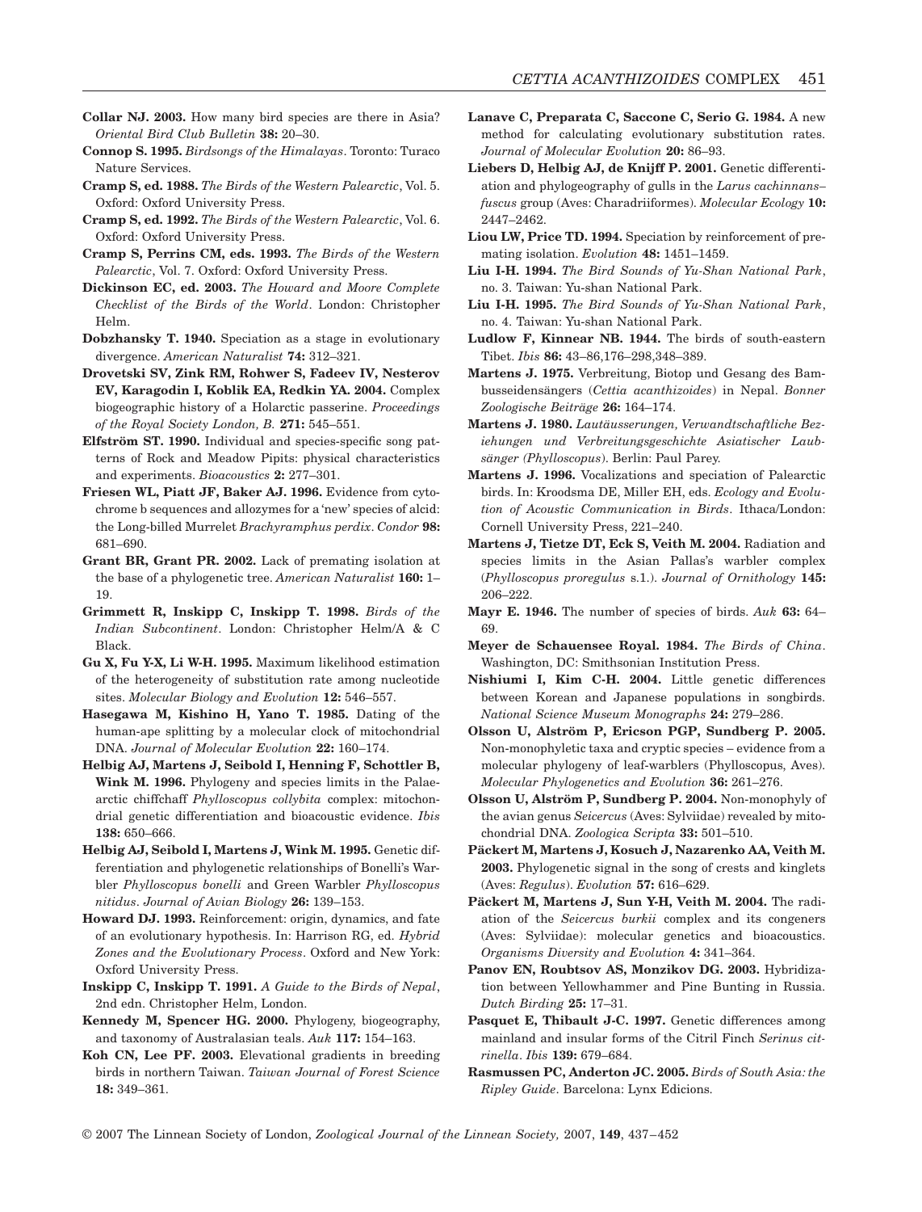**Collar NJ. 2003.** How many bird species are there in Asia? *Oriental Bird Club Bulletin* **38:** 20–30.

**Connop S. 1995.** *Birdsongs of the Himalayas*. Toronto: Turaco Nature Services.

**Cramp S, ed. 1988.** *The Birds of the Western Palearctic*, Vol. 5. Oxford: Oxford University Press.

**Cramp S, ed. 1992.** *The Birds of the Western Palearctic*, Vol. 6. Oxford: Oxford University Press.

**Cramp S, Perrins CM, eds. 1993.** *The Birds of the Western Palearctic*, Vol. 7. Oxford: Oxford University Press.

**Dickinson EC, ed. 2003.** *The Howard and Moore Complete Checklist of the Birds of the World*. London: Christopher Helm.

**Dobzhansky T. 1940.** Speciation as a stage in evolutionary divergence. *American Naturalist* **74:** 312–321.

**Drovetski SV, Zink RM, Rohwer S, Fadeev IV, Nesterov EV, Karagodin I, Koblik EA, Redkin YA. 2004.** Complex biogeographic history of a Holarctic passerine. *Proceedings of the Royal Society London, B.* **271:** 545–551.

**Elfström ST. 1990.** Individual and species-specific song patterns of Rock and Meadow Pipits: physical characteristics and experiments. *Bioacoustics* **2:** 277–301.

**Friesen WL, Piatt JF, Baker AJ. 1996.** Evidence from cytochrome b sequences and allozymes for a 'new' species of alcid: the Long-billed Murrelet *Brachyramphus perdix*. *Condor* **98:** 681–690.

**Grant BR, Grant PR. 2002.** Lack of premating isolation at the base of a phylogenetic tree. *American Naturalist* **160:** 1–19.

**Grimmett R, Inskipp C, Inskipp T. 1998.** *Birds of the Indian Subcontinent*. London: Christopher Helm/A & C Black.

**Gu X, Fu Y-X, Li W-H. 1995.** Maximum likelihood estimation of the heterogeneity of substitution rate among nucleotide sites. *Molecular Biology and Evolution* **12:** 546–557.

**Hasegawa M, Kishino H, Yano T. 1985.** Dating of the human-ape splitting by a molecular clock of mitochondrial DNA. *Journal of Molecular Evolution* **22:** 160–174.

**Helbig AJ, Martens J, Seibold I, Henning F, Schottler B, Wink M. 1996.** Phylogeny and species limits in the Palaearctic chiffchaff *Phylloscopus collybita* complex: mitochondrial genetic differentiation and bioacoustic evidence. *Ibis* **138:** 650–666.

**Helbig AJ, Seibold I, Martens J, Wink M. 1995.** Genetic differentiation and phylogenetic relationships of Bonelli's Warbler *Phylloscopus bonelli* and Green Warbler *Phylloscopus nitidus*. *Journal of Avian Biology* **26:** 139–153.

**Howard DJ. 1993.** Reinforcement: origin, dynamics, and fate of an evolutionary hypothesis. In: Harrison RG, ed. *Hybrid Zones and the Evolutionary Process*. Oxford and New York: Oxford University Press.

**Inskipp C, Inskipp T. 1991.** *A Guide to the Birds of Nepal*, 2nd edn. Christopher Helm, London.

**Kennedy M, Spencer HG. 2000.** Phylogeny, biogeography, and taxonomy of Australasian teals. *Auk* **117:** 154–163.

**Koh CN, Lee PF. 2003.** Elevational gradients in breeding birds in northern Taiwan. *Taiwan Journal of Forest Science* **18:** 349–361.

**Lanave C, Preparata C, Saccone C, Serio G. 1984.** A new method for calculating evolutionary substitution rates. *Journal of Molecular Evolution* **20:** 86–93.

**Liebers D, Helbig AJ, de Knijff P. 2001.** Genetic differentiation and phylogeography of gulls in the *Larus cachinnans–fuscus* group (Aves: Charadriiformes). *Molecular Ecology* **10:** 2447–2462.

**Liou LW, Price TD. 1994.** Speciation by reinforcement of premating isolation. *Evolution* **48:** 1451–1459.

**Liu I-H. 1994.** *The Bird Sounds of Yu-Shan National Park*, no. 3. Taiwan: Yu-shan National Park.

**Liu I-H. 1995.** *The Bird Sounds of Yu-Shan National Park*, no. 4. Taiwan: Yu-shan National Park.

**Ludlow F, Kinnear NB. 1944.** The birds of south-eastern Tibet. *Ibis* **86:** 43–86,176–298,348–389.

**Martens J. 1975.** Verbreitung, Biotop und Gesang des Bambusseidensängers (*Cettia acanthizoides*) in Nepal. *Bonner Zoologische Beiträge* **26:** 164–174.

**Martens J. 1980.** *Lautäusserungen, Verwandtschaftliche Beziehungen und Verbreitungsgeschichte Asiatischer Laubsänger (Phylloscopus)*. Berlin: Paul Parey.

**Martens J. 1996.** Vocalizations and speciation of Palearctic birds. In: Kroodsma DE, Miller EH, eds. *Ecology and Evolution of Acoustic Communication in Birds*. Ithaca/London: Cornell University Press, 221–240.

**Martens J, Tietze DT, Eck S, Veith M. 2004.** Radiation and species limits in the Asian Pallas's warbler complex (*Phylloscopus proregulus* s.1.). *Journal of Ornithology* **145:** 206–222.

**Mayr E. 1946.** The number of species of birds. *Auk* **63:** 64–69.

**Meyer de Schauensee Royal. 1984.** *The Birds of China*. Washington, DC: Smithsonian Institution Press.

**Nishiumi I, Kim C-H. 2004.** Little genetic differences between Korean and Japanese populations in songbirds. *National Science Museum Monographs* **24:** 279–286.

**Olsson U, Alström P, Ericson PGP, Sundberg P. 2005.** Non-monophyletic taxa and cryptic species – evidence from a molecular phylogeny of leaf-warblers (Phylloscopus, Aves). *Molecular Phylogenetics and Evolution* **36:** 261–276.

**Olsson U, Alström P, Sundberg P. 2004.** Non-monophyly of the avian genus *Seicercus* (Aves: Sylviidae) revealed by mitochondrial DNA. *Zoologica Scripta* **33:** 501–510.

**Päckert M, Martens J, Kosuch J, Nazarenko AA, Veith M. 2003.** Phylogenetic signal in the song of crests and kinglets (Aves: *Regulus*). *Evolution* **57:** 616–629.

**Päckert M, Martens J, Sun Y-H, Veith M. 2004.** The radiation of the *Seicercus burkii* complex and its congeners (Aves: Sylviidae): molecular genetics and bioacoustics. *Organisms Diversity and Evolution* **4:** 341–364.

**Panov EN, Roubtsov AS, Monzikov DG. 2003.** Hybridization between Yellowhammer and Pine Bunting in Russia. *Dutch Birding* **25:** 17–31.

**Pasquet E, Thibault J-C. 1997.** Genetic differences among mainland and insular forms of the Citril Finch *Serinus citrinella*. *Ibis* **139:** 679–684.

**Rasmussen PC, Anderton JC. 2005.** *Birds of South Asia: the Ripley Guide*. Barcelona: Lynx Edicions.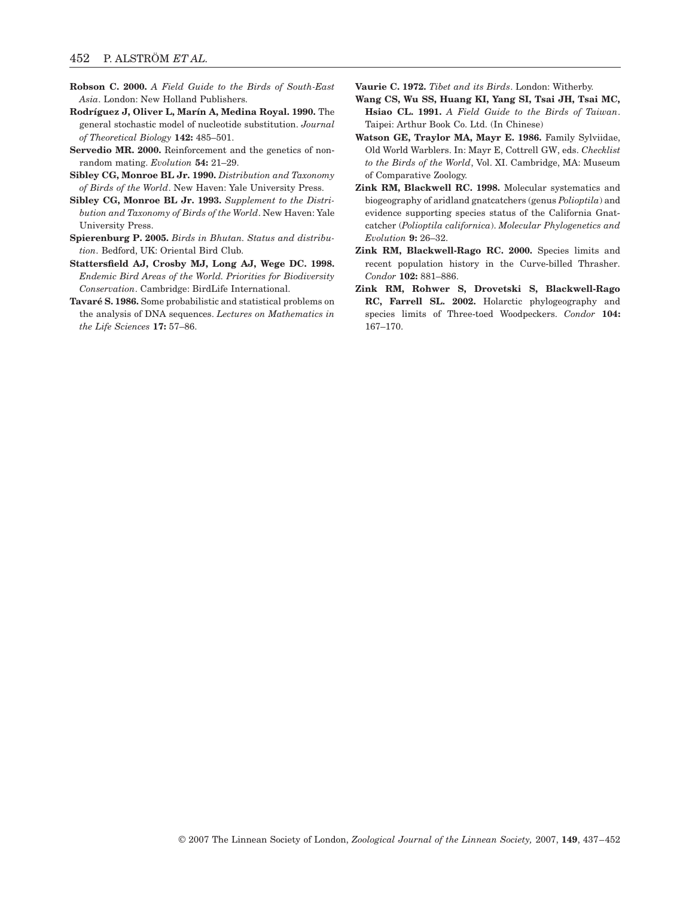**Robson C. 2000.** *A Field Guide to the Birds of South-East Asia*. London: New Holland Publishers.

**Rodríguez J, Oliver L, Marín A, Medina Royal. 1990.** The general stochastic model of nucleotide substitution. *Journal of Theoretical Biology* **142:** 485–501.

**Servedio MR. 2000.** Reinforcement and the genetics of nonrandom mating. *Evolution* **54:** 21–29.

**Sibley CG, Monroe BL Jr. 1990.** *Distribution and Taxonomy of Birds of the World*. New Haven: Yale University Press.

**Sibley CG, Monroe BL Jr. 1993.** *Supplement to the Distribution and Taxonomy of Birds of the World*. New Haven: Yale University Press.

**Spierenburg P. 2005.** *Birds in Bhutan. Status and distribution*. Bedford, UK: Oriental Bird Club.

**Stattersfield AJ, Crosby MJ, Long AJ, Wege DC. 1998.** *Endemic Bird Areas of the World. Priorities for Biodiversity Conservation*. Cambridge: BirdLife International.

**Tavaré S. 1986.** Some probabilistic and statistical problems on the analysis of DNA sequences. *Lectures on Mathematics in the Life Sciences* **17:** 57–86.

**Vaurie C. 1972.** *Tibet and its Birds*. London: Witherby.

**Wang CS, Wu SS, Huang KI, Yang SI, Tsai JH, Tsai MC, Hsiao CL. 1991.** *A Field Guide to the Birds of Taiwan*. Taipei: Arthur Book Co. Ltd. (In Chinese)

**Watson GE, Traylor MA, Mayr E. 1986.** Family Sylviidae, Old World Warblers. In: Mayr E, Cottrell GW, eds. *Checklist to the Birds of the World*, Vol. XI. Cambridge, MA: Museum of Comparative Zoology.

**Zink RM, Blackwell RC. 1998.** Molecular systematics and biogeography of aridland gnatcatchers (genus *Polioptila*) and evidence supporting species status of the California Gnatcatcher (*Polioptila californica*). *Molecular Phylogenetics and Evolution* **9:** 26–32.

**Zink RM, Blackwell-Rago RC. 2000.** Species limits and recent population history in the Curve-billed Thrasher. *Condor* **102:** 881–886.

**Zink RM, Rohwer S, Drovetski S, Blackwell-Rago RC, Farrell SL. 2002.** Holarctic phylogeography and species limits of Three-toed Woodpeckers. *Condor* **104:** 167–170.